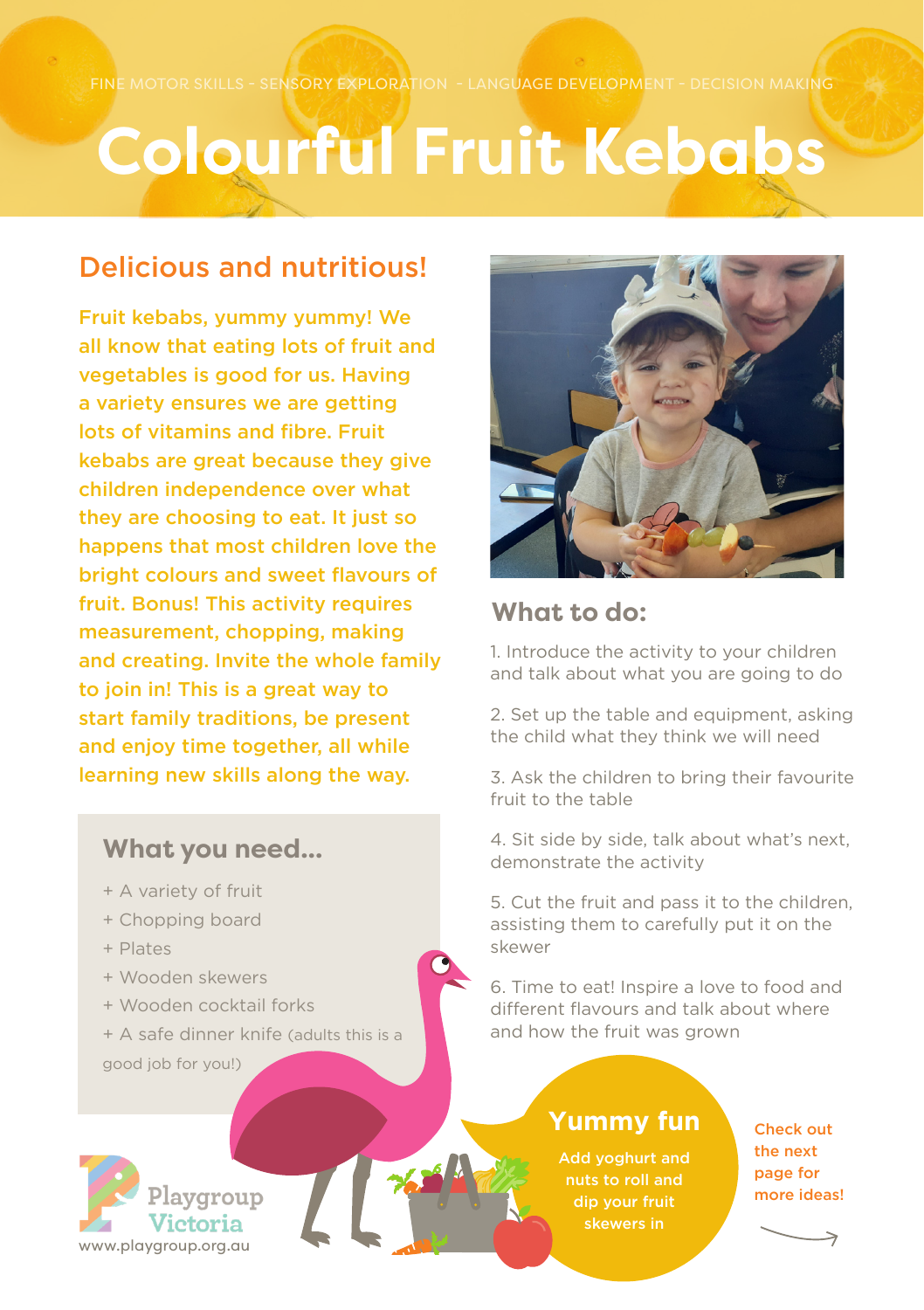FINE MOTOR SKILLS - SENSORY EXPLORATION - LANGUAGE DEVELOPMENT - DECISION MAKING

# Colourful Fruit Kebabs

## Delicious and nutritious!

Fruit kebabs, yummy yummy! We all know that eating lots of fruit and vegetables is good for us. Having a variety ensures we are getting lots of vitamins and fibre. Fruit kebabs are great because they give children independence over what they are choosing to eat. It just so happens that most children love the bright colours and sweet flavours of fruit. Bonus! This activity requires measurement, chopping, making and creating. Invite the whole family to join in! This is a great way to start family traditions, be present and enjoy time together, all while learning new skills along the way.

### What you need...

+ A variety of fruit
+ Chopping board
+ Plates
+ Wooden skewers
+ Wooden cocktail forks
+ A safe dinner knife (adults this is a good job for you!)

### What to do:

1. Introduce the activity to your children and talk about what you are going to do
2. Set up the table and equipment, asking the child what they think we will need
3. Ask the children to bring their favourite fruit to the table
4. Sit side by side, talk about what's next, demonstrate the activity
5. Cut the fruit and pass it to the children, assisting them to carefully put it on the skewer
6. Time to eat! Inspire a love to food and different flavours and talk about where and how the fruit was grown

### Yummy fun

Add yoghurt and nuts to roll and dip your fruit skewers in

Check out the next page for more ideas!

Playgroup Victoria
www.playgroup.org.au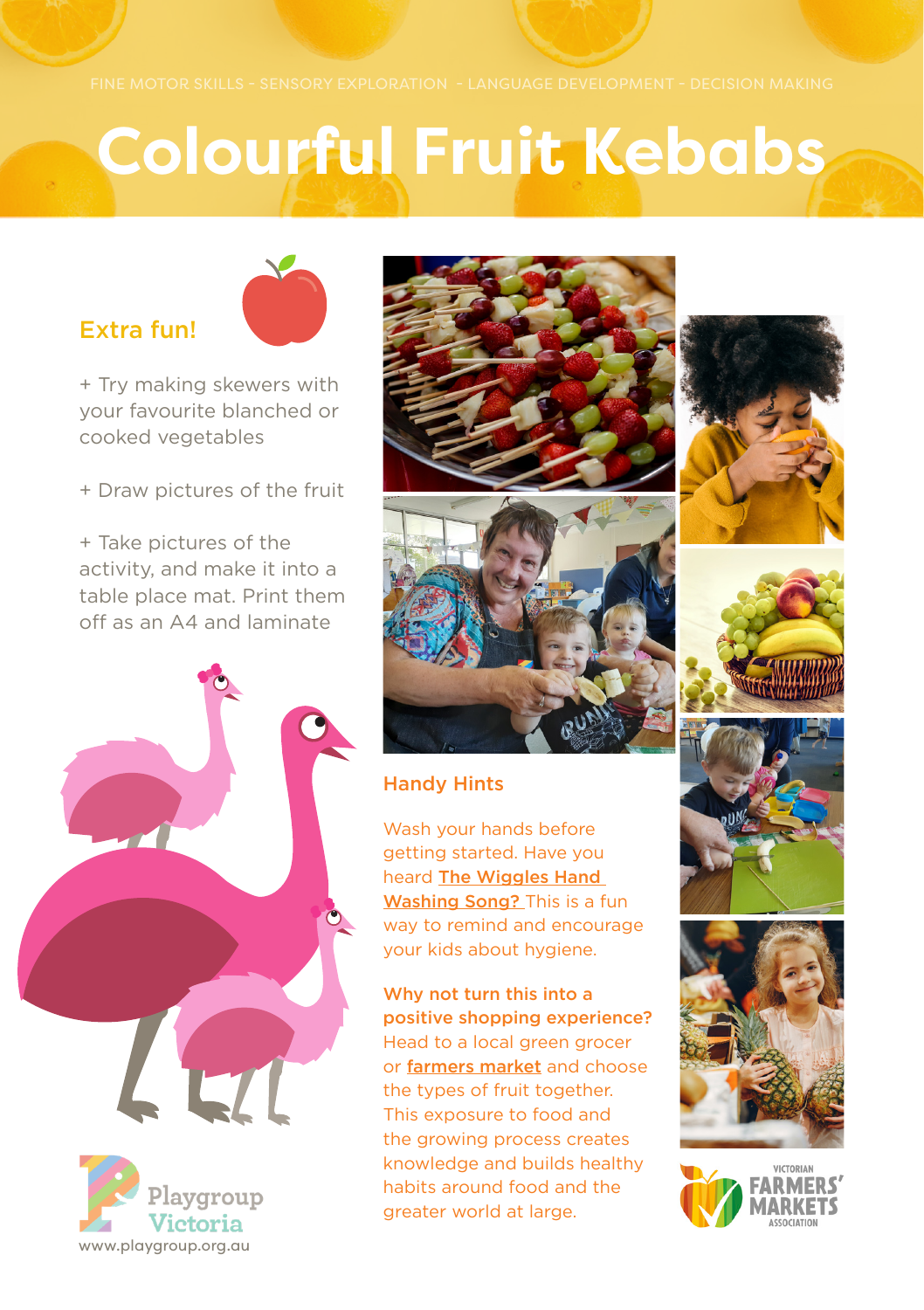FINE MOTOR SKILLS - SENSORY EXPLORATION - LANGUAGE DEVELOPMENT - DECISION MAKING

# Colourful Fruit Kebabs

## Extra fun!

+ Try making skewers with your favourite blanched or cooked vegetables

+ Draw pictures of the fruit

+ Take pictures of the activity, and make it into a table place mat. Print them off as an A4 and laminate

## Handy Hints

Wash your hands before getting started. Have you heard [The Wiggles Hand Washing Song?]() This is a fun way to remind and encourage your kids about hygiene.

**Why not turn this into a positive shopping experience?** Head to a local green grocer or [farmers market]() and choose the types of fruit together. This exposure to food and the growing process creates knowledge and builds healthy habits around food and the greater world at large.

Playgroup Victoria
www.playgroup.org.au

VICTORIAN FARMERS' MARKETS ASSOCIATION